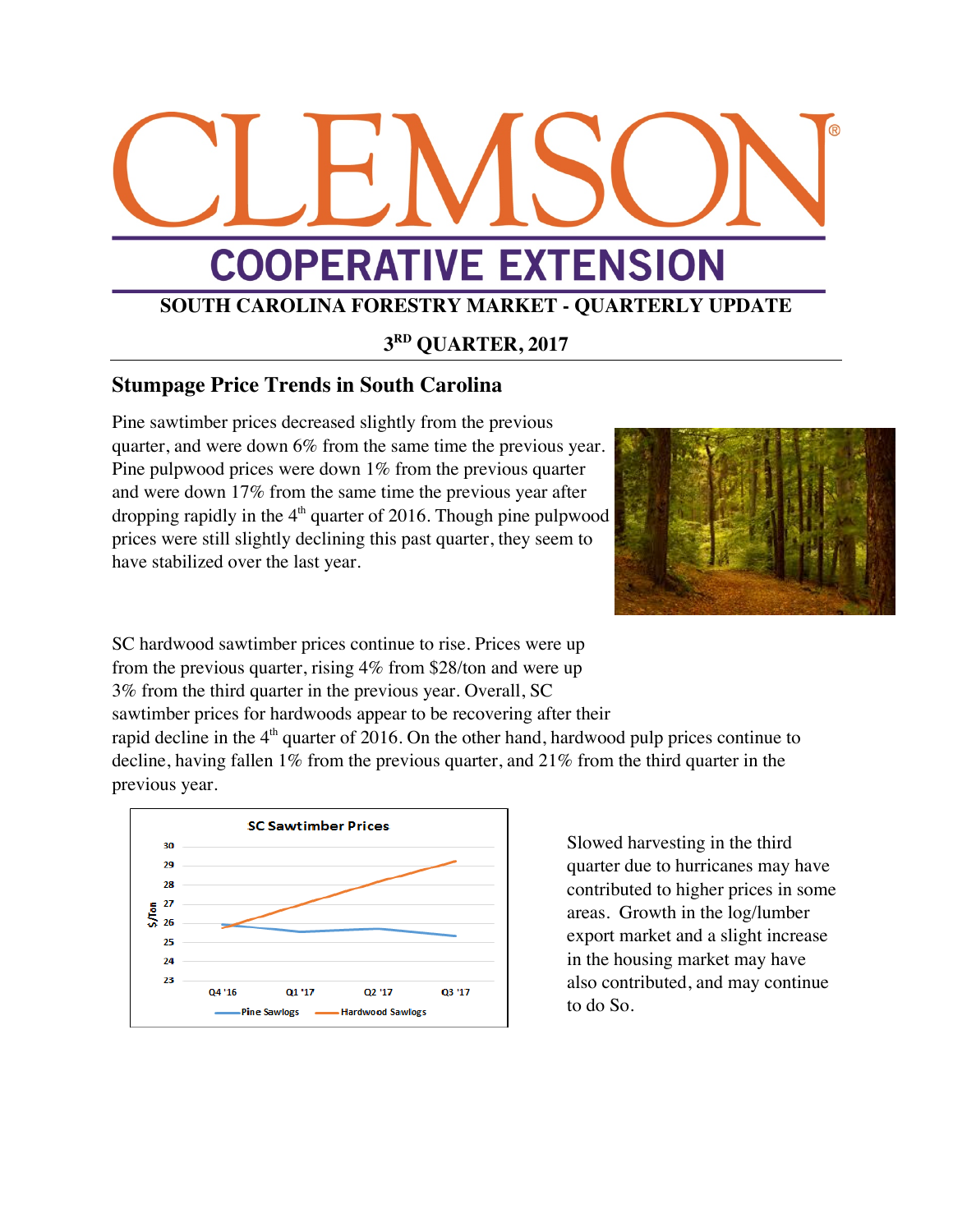# CLEMSON

## COOPERATIVE EXTENSION

**SOUTH CAROLINA FORESTRY MARKET - QUARTERLY UPDATE**

**3RD QUARTER, 2017**

## Stumpage Price Trends in South Carolina

Pine sawtimber prices decreased slightly from the previous quarter, and were down 6% from the same time the previous year. Pine pulpwood prices were down 1% from the previous quarter and were down 17% from the same time the previous year after dropping rapidly in the 4th quarter of 2016. Though pine pulpwood prices were still slightly declining this past quarter, they seem to have stabilized over the last year.

SC hardwood sawtimber prices continue to rise. Prices were up from the previous quarter, rising 4% from $28/ton and were up 3% from the third quarter in the previous year. Overall, SC sawtimber prices for hardwoods appear to be recovering after their rapid decline in the 4th quarter of 2016. On the other hand, hardwood pulp prices continue to decline, having fallen 1% from the previous quarter, and 21% from the third quarter in the previous year.

Slowed harvesting in the third quarter due to hurricanes may have contributed to higher prices in some areas. Growth in the log/lumber export market and a slight increase in the housing market may have also contributed, and may continue to do So.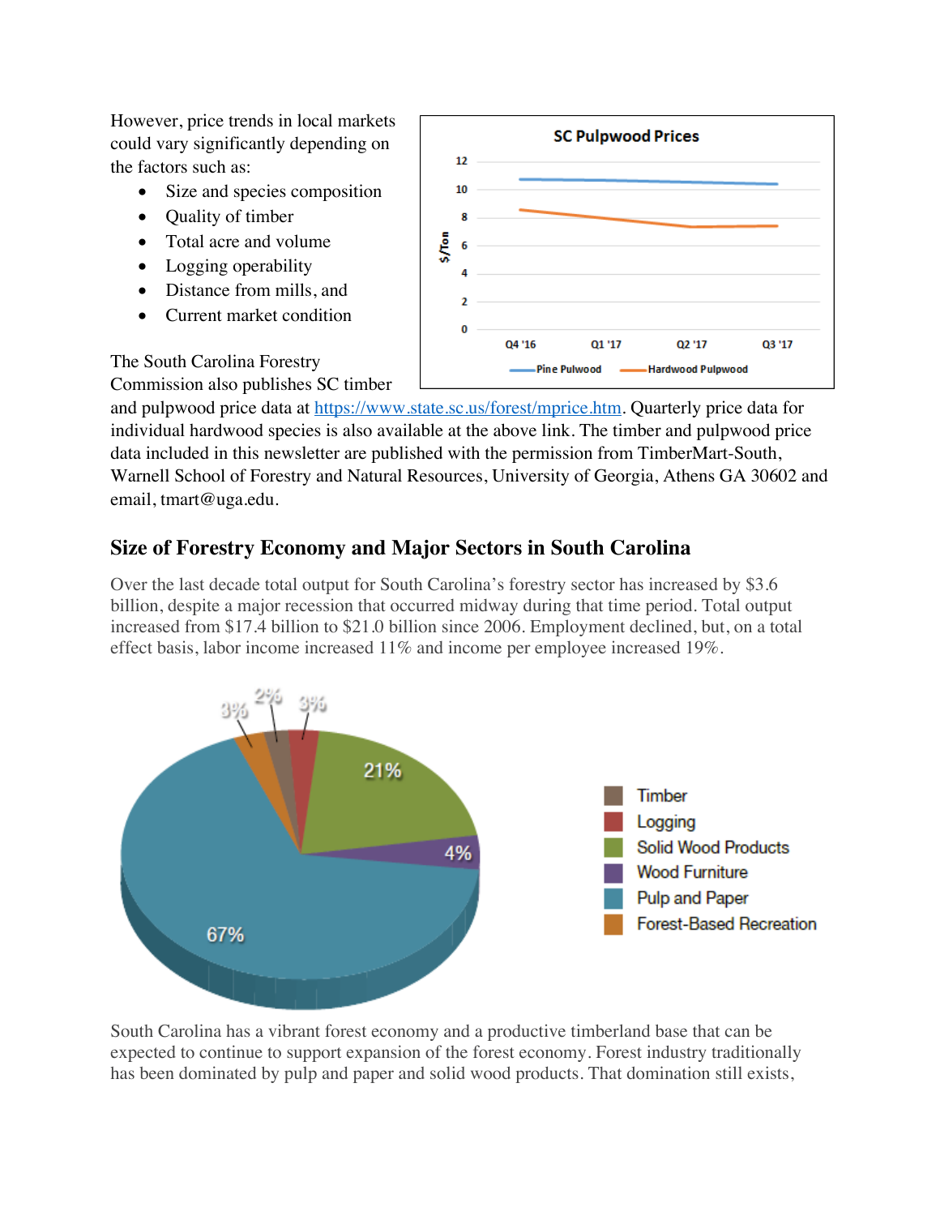However, price trends in local markets could vary significantly depending on the factors such as:

- Size and species composition
- Quality of timber
- Total acre and volume
- Logging operability
- Distance from mills, and
- Current market condition

The South Carolina Forestry Commission also publishes SC timber and pulpwood price data at https://www.state.sc.us/forest/mprice.htm. Quarterly price data for individual hardwood species is also available at the above link. The timber and pulpwood price data included in this newsletter are published with the permission from TimberMart-South, Warnell School of Forestry and Natural Resources, University of Georgia, Athens GA 30602 and email, tmart@uga.edu.

## Size of Forestry Economy and Major Sectors in South Carolina

Over the last decade total output for South Carolina's forestry sector has increased by $3.6 billion, despite a major recession that occurred midway during that time period. Total output increased from $17.4 billion to $21.0 billion since 2006. Employment declined, but, on a total effect basis, labor income increased 11% and income per employee increased 19%.

South Carolina has a vibrant forest economy and a productive timberland base that can be expected to continue to support expansion of the forest economy. Forest industry traditionally has been dominated by pulp and paper and solid wood products. That domination still exists,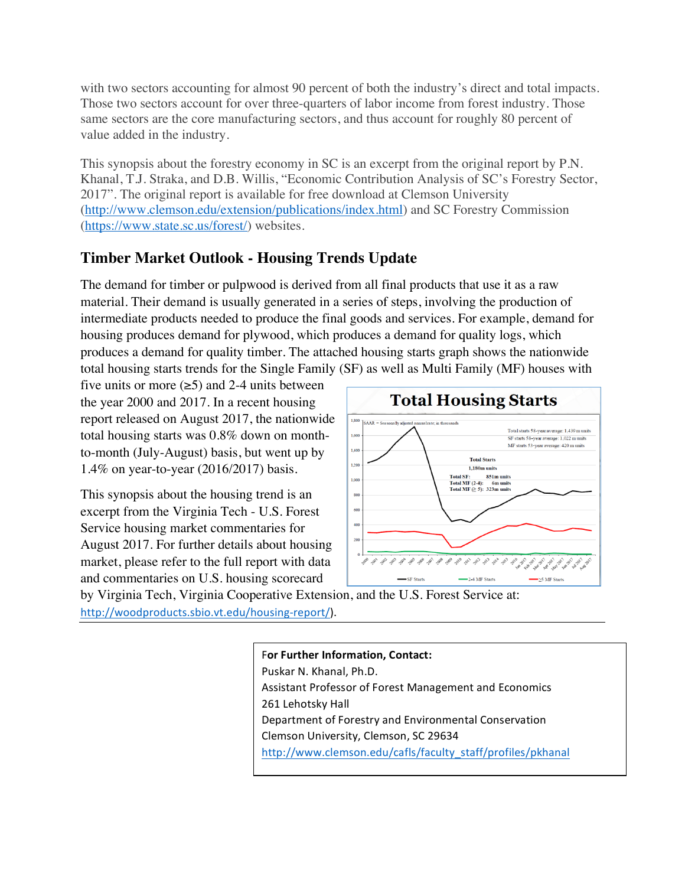with two sectors accounting for almost 90 percent of both the industry's direct and total impacts. Those two sectors account for over three-quarters of labor income from forest industry. Those same sectors are the core manufacturing sectors, and thus account for roughly 80 percent of value added in the industry.

This synopsis about the forestry economy in SC is an excerpt from the original report by P.N. Khanal, T.J. Straka, and D.B. Willis, "Economic Contribution Analysis of SC's Forestry Sector, 2017". The original report is available for free download at Clemson University (http://www.clemson.edu/extension/publications/index.html) and SC Forestry Commission (https://www.state.sc.us/forest/) websites.

## Timber Market Outlook - Housing Trends Update

The demand for timber or pulpwood is derived from all final products that use it as a raw material. Their demand is usually generated in a series of steps, involving the production of intermediate products needed to produce the final goods and services. For example, demand for housing produces demand for plywood, which produces a demand for quality logs, which produces a demand for quality timber. The attached housing starts graph shows the nationwide total housing starts trends for the Single Family (SF) as well as Multi Family (MF) houses with five units or more (≥5) and 2-4 units between the year 2000 and 2017. In a recent housing report released on August 2017, the nationwide total housing starts was 0.8% down on month-to-month (July-August) basis, but went up by 1.4% on year-to-year (2016/2017) basis.

**Total Housing Starts**

SAAR = Seasonally adjusted annual rate; in thousands

Total starts 58-year average: 1,430 m units
SF starts 58-year average: 1,022 m units
MF starts 53-year average: 420 m units

Total Starts
1,180m units
Total SF: 851m units
Total MF (2-4): 6m units
Total MF (≥ 5): 323m units

SF Starts — 2-4 MF Starts — ≥5 MF Starts

This synopsis about the housing trend is an excerpt from the Virginia Tech - U.S. Forest Service housing market commentaries for August 2017. For further details about housing market, please refer to the full report with data and commentaries on U.S. housing scorecard by Virginia Tech, Virginia Cooperative Extension, and the U.S. Forest Service at: http://woodproducts.sbio.vt.edu/housing-report/).

---

**For Further Information, Contact:**
Puskar N. Khanal, Ph.D.
Assistant Professor of Forest Management and Economics
261 Lehotsky Hall
Department of Forestry and Environmental Conservation
Clemson University, Clemson, SC 29634
http://www.clemson.edu/cafls/faculty_staff/profiles/pkhanal